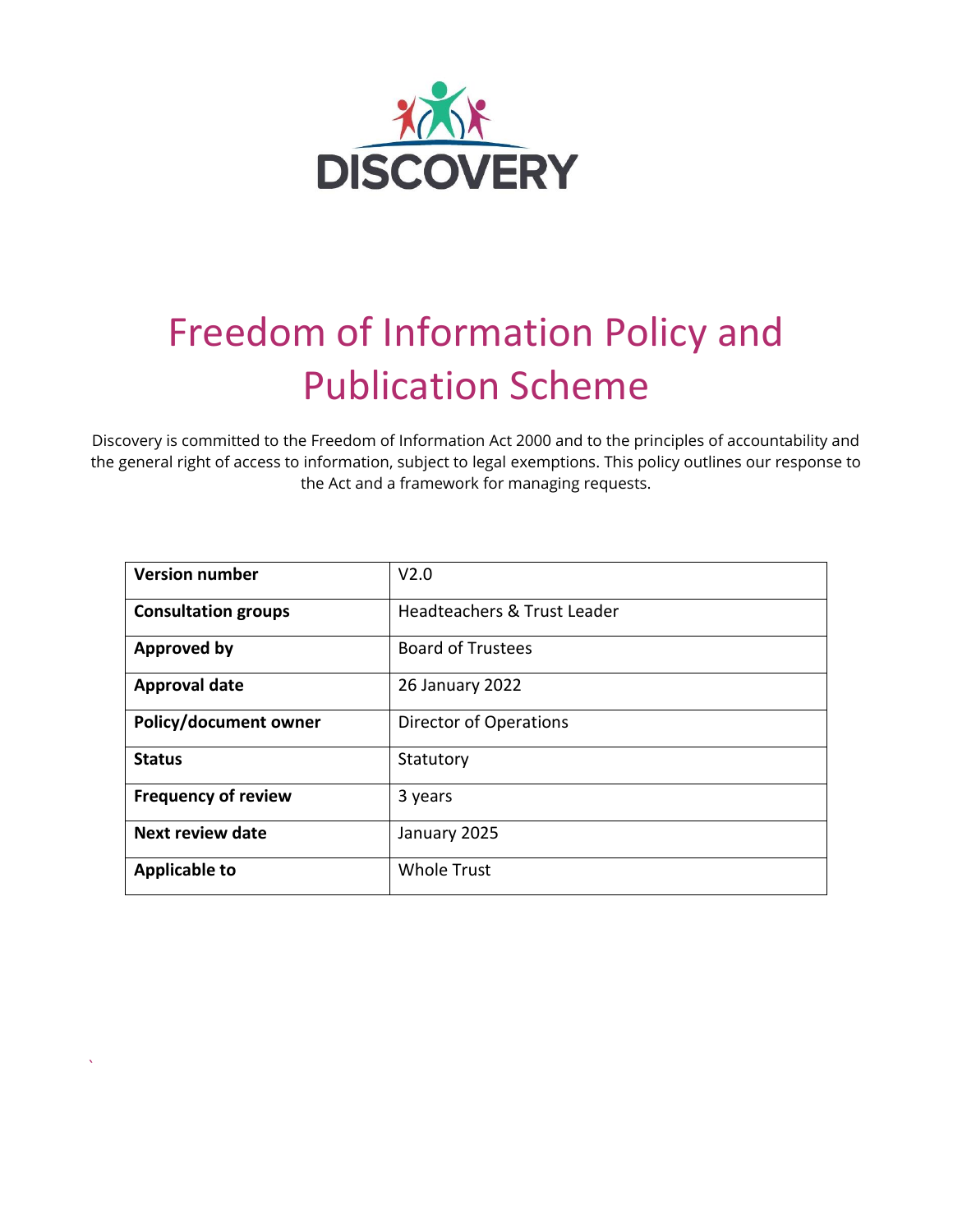DISCOVERY

# Freedom of Information Policy and Publication Scheme

Discovery is committed to the Freedom of Information Act 2000 and to the principles of accountability and the general right of access to information, subject to legal exemptions. This policy outlines our response to the Act and a framework for managing requests.

| **Version number** | V2.0 |
|---|---|
| **Consultation groups** | Headteachers & Trust Leader |
| **Approved by** | Board of Trustees |
| **Approval date** | 26 January 2022 |
| **Policy/document owner** | Director of Operations |
| **Status** | Statutory |
| **Frequency of review** | 3 years |
| **Next review date** | January 2025 |
| **Applicable to** | Whole Trust |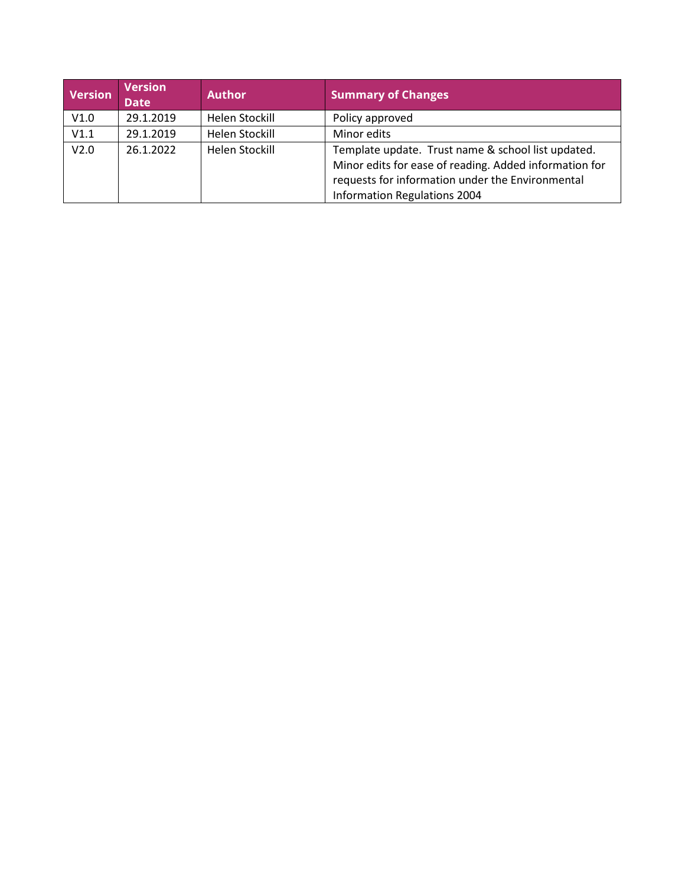| Version | Version Date | Author | Summary of Changes |
|---|---|---|---|
| V1.0 | 29.1.2019 | Helen Stockill | Policy approved |
| V1.1 | 29.1.2019 | Helen Stockill | Minor edits |
| V2.0 | 26.1.2022 | Helen Stockill | Template update. Trust name & school list updated. Minor edits for ease of reading. Added information for requests for information under the Environmental Information Regulations 2004 |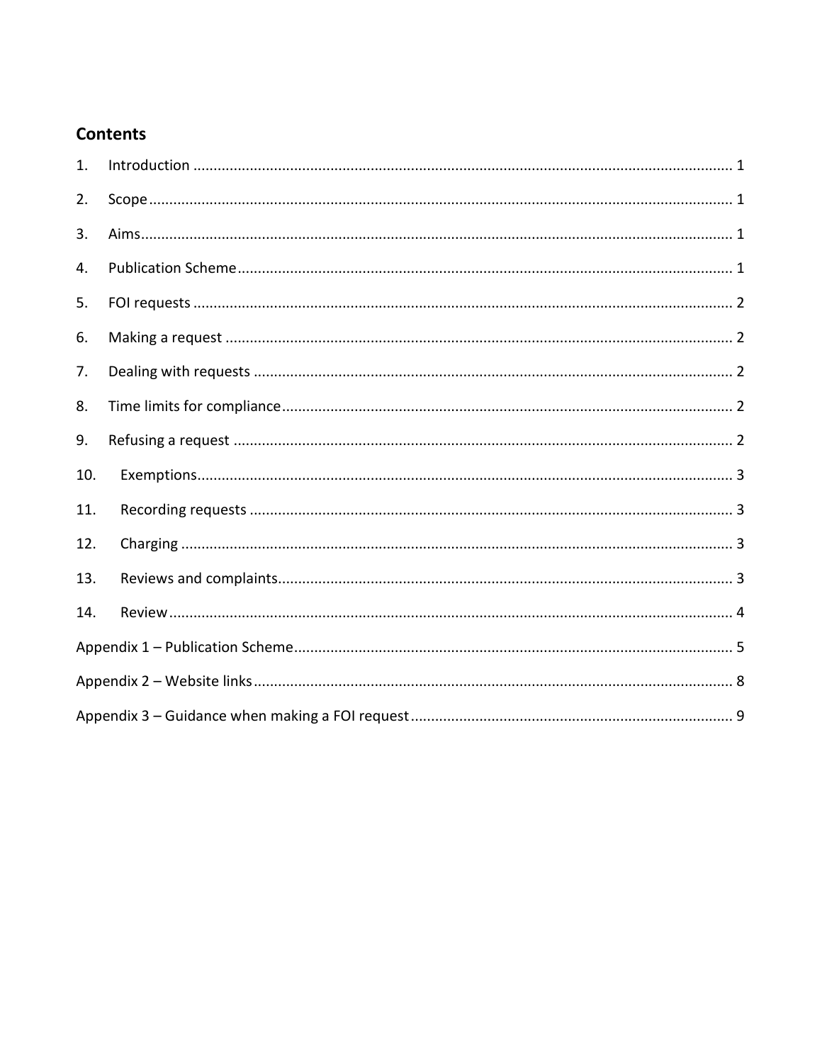## Contents

1. Introduction ..... 1
2. Scope ..... 1
3. Aims ..... 1
4. Publication Scheme ..... 1
5. FOI requests ..... 2
6. Making a request ..... 2
7. Dealing with requests ..... 2
8. Time limits for compliance ..... 2
9. Refusing a request ..... 2
10. Exemptions ..... 3
11. Recording requests ..... 3
12. Charging ..... 3
13. Reviews and complaints ..... 3
14. Review ..... 4

Appendix 1 – Publication Scheme ..... 5

Appendix 2 – Website links ..... 8

Appendix 3 – Guidance when making a FOI request ..... 9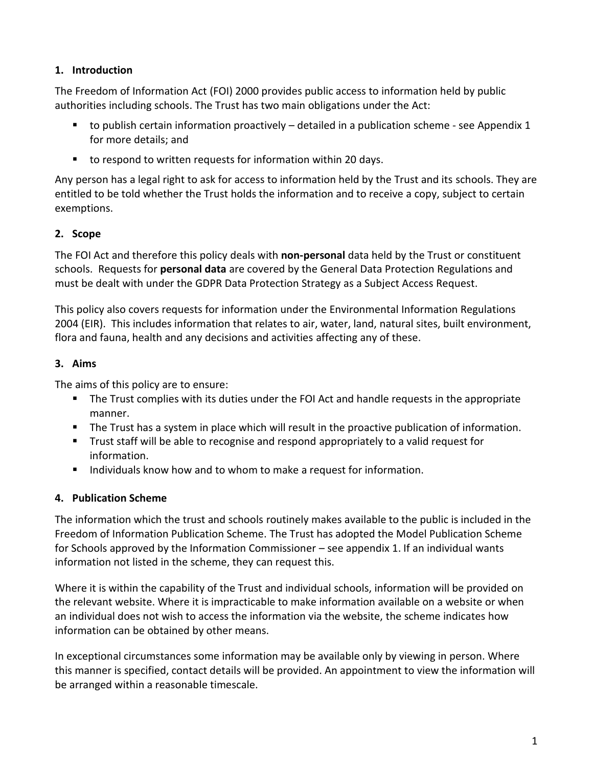## 1. Introduction

The Freedom of Information Act (FOI) 2000 provides public access to information held by public authorities including schools. The Trust has two main obligations under the Act:

- to publish certain information proactively – detailed in a publication scheme - see Appendix 1 for more details; and
- to respond to written requests for information within 20 days.

Any person has a legal right to ask for access to information held by the Trust and its schools. They are entitled to be told whether the Trust holds the information and to receive a copy, subject to certain exemptions.

## 2. Scope

The FOI Act and therefore this policy deals with **non-personal** data held by the Trust or constituent schools. Requests for **personal data** are covered by the General Data Protection Regulations and must be dealt with under the GDPR Data Protection Strategy as a Subject Access Request.

This policy also covers requests for information under the Environmental Information Regulations 2004 (EIR). This includes information that relates to air, water, land, natural sites, built environment, flora and fauna, health and any decisions and activities affecting any of these.

## 3. Aims

The aims of this policy are to ensure:

- The Trust complies with its duties under the FOI Act and handle requests in the appropriate manner.
- The Trust has a system in place which will result in the proactive publication of information.
- Trust staff will be able to recognise and respond appropriately to a valid request for information.
- Individuals know how and to whom to make a request for information.

## 4. Publication Scheme

The information which the trust and schools routinely makes available to the public is included in the Freedom of Information Publication Scheme. The Trust has adopted the Model Publication Scheme for Schools approved by the Information Commissioner – see appendix 1. If an individual wants information not listed in the scheme, they can request this.

Where it is within the capability of the Trust and individual schools, information will be provided on the relevant website. Where it is impracticable to make information available on a website or when an individual does not wish to access the information via the website, the scheme indicates how information can be obtained by other means.

In exceptional circumstances some information may be available only by viewing in person. Where this manner is specified, contact details will be provided. An appointment to view the information will be arranged within a reasonable timescale.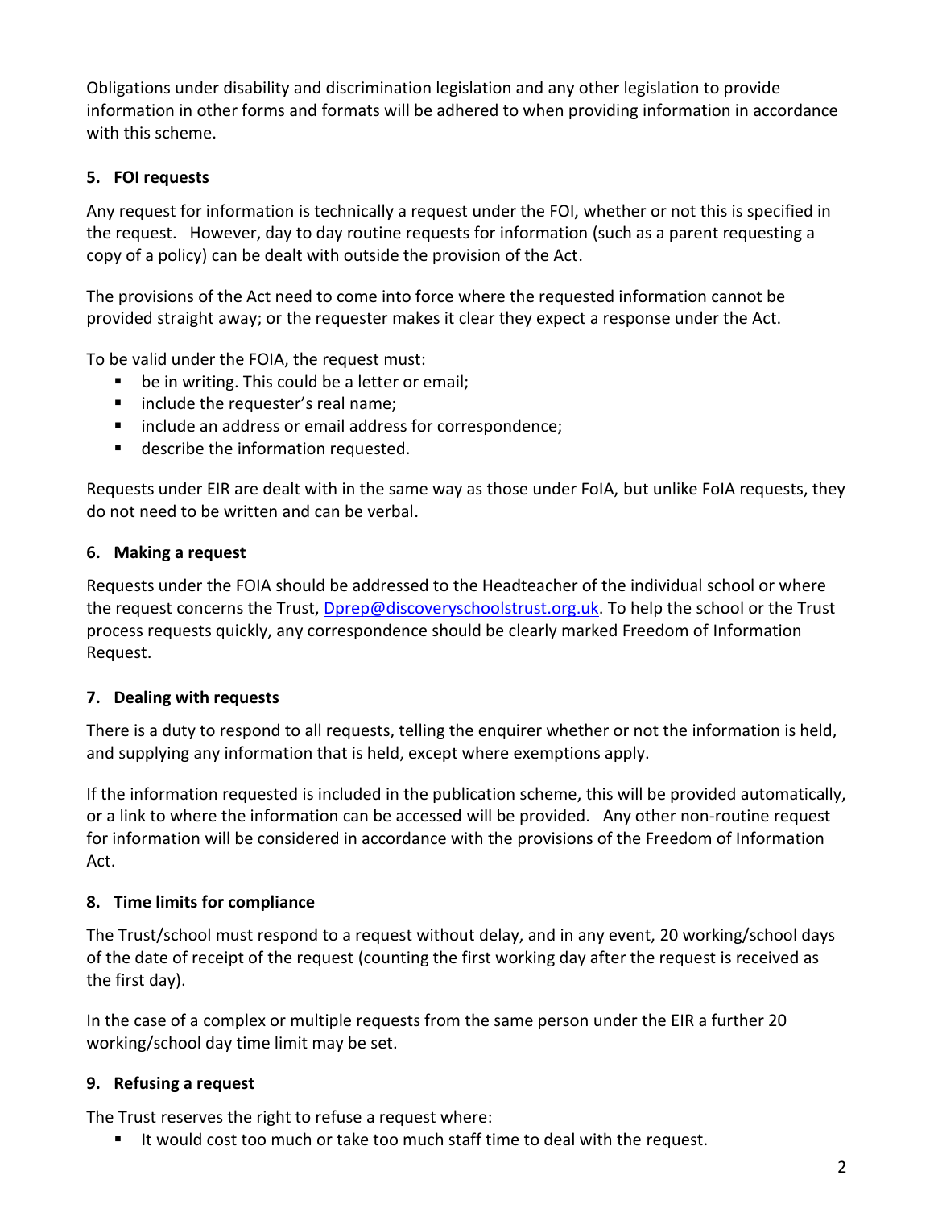Obligations under disability and discrimination legislation and any other legislation to provide information in other forms and formats will be adhered to when providing information in accordance with this scheme.

## 5. FOI requests

Any request for information is technically a request under the FOI, whether or not this is specified in the request. However, day to day routine requests for information (such as a parent requesting a copy of a policy) can be dealt with outside the provision of the Act.

The provisions of the Act need to come into force where the requested information cannot be provided straight away; or the requester makes it clear they expect a response under the Act.

To be valid under the FOIA, the request must:

- be in writing. This could be a letter or email;
- include the requester's real name;
- include an address or email address for correspondence;
- describe the information requested.

Requests under EIR are dealt with in the same way as those under FoIA, but unlike FoIA requests, they do not need to be written and can be verbal.

## 6. Making a request

Requests under the FOIA should be addressed to the Headteacher of the individual school or where the request concerns the Trust, [Dprep@discoveryschoolstrust.org.uk](mailto:Dprep@discoveryschoolstrust.org.uk). To help the school or the Trust process requests quickly, any correspondence should be clearly marked Freedom of Information Request.

## 7. Dealing with requests

There is a duty to respond to all requests, telling the enquirer whether or not the information is held, and supplying any information that is held, except where exemptions apply.

If the information requested is included in the publication scheme, this will be provided automatically, or a link to where the information can be accessed will be provided. Any other non-routine request for information will be considered in accordance with the provisions of the Freedom of Information Act.

## 8. Time limits for compliance

The Trust/school must respond to a request without delay, and in any event, 20 working/school days of the date of receipt of the request (counting the first working day after the request is received as the first day).

In the case of a complex or multiple requests from the same person under the EIR a further 20 working/school day time limit may be set.

## 9. Refusing a request

The Trust reserves the right to refuse a request where:

- It would cost too much or take too much staff time to deal with the request.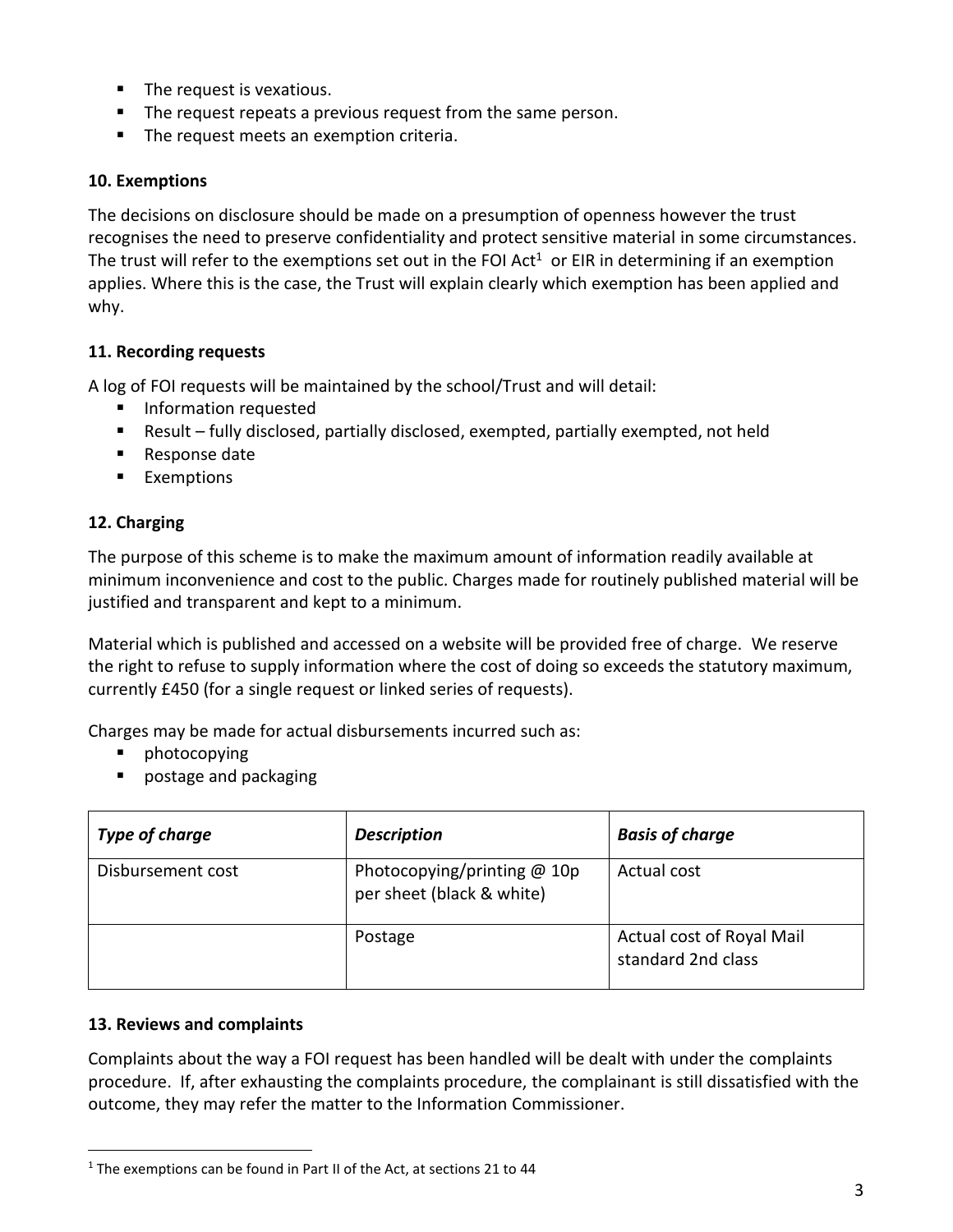- The request is vexatious.
- The request repeats a previous request from the same person.
- The request meets an exemption criteria.

**10. Exemptions**

The decisions on disclosure should be made on a presumption of openness however the trust recognises the need to preserve confidentiality and protect sensitive material in some circumstances. The trust will refer to the exemptions set out in the FOI Act[1] or EIR in determining if an exemption applies. Where this is the case, the Trust will explain clearly which exemption has been applied and why.

**11. Recording requests**

A log of FOI requests will be maintained by the school/Trust and will detail:

- Information requested
- Result – fully disclosed, partially disclosed, exempted, partially exempted, not held
- Response date
- Exemptions

**12. Charging**

The purpose of this scheme is to make the maximum amount of information readily available at minimum inconvenience and cost to the public. Charges made for routinely published material will be justified and transparent and kept to a minimum.

Material which is published and accessed on a website will be provided free of charge. We reserve the right to refuse to supply information where the cost of doing so exceeds the statutory maximum, currently £450 (for a single request or linked series of requests).

Charges may be made for actual disbursements incurred such as:

- photocopying
- postage and packaging

| *Type of charge* | *Description* | *Basis of charge* |
| --- | --- | --- |
| Disbursement cost | Photocopying/printing @ 10p per sheet (black & white) | Actual cost |
| | Postage | Actual cost of Royal Mail standard 2nd class |

**13. Reviews and complaints**

Complaints about the way a FOI request has been handled will be dealt with under the complaints procedure. If, after exhausting the complaints procedure, the complainant is still dissatisfied with the outcome, they may refer the matter to the Information Commissioner.

[1] The exemptions can be found in Part II of the Act, at sections 21 to 44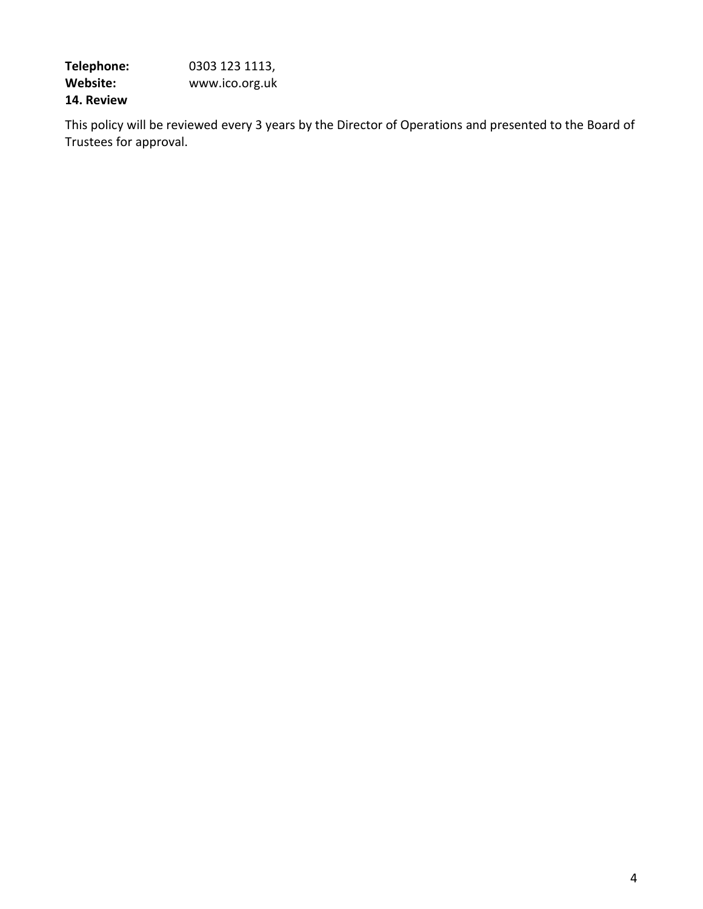**Telephone:** 0303 123 1113,
**Website:** www.ico.org.uk

**14. Review**

This policy will be reviewed every 3 years by the Director of Operations and presented to the Board of Trustees for approval.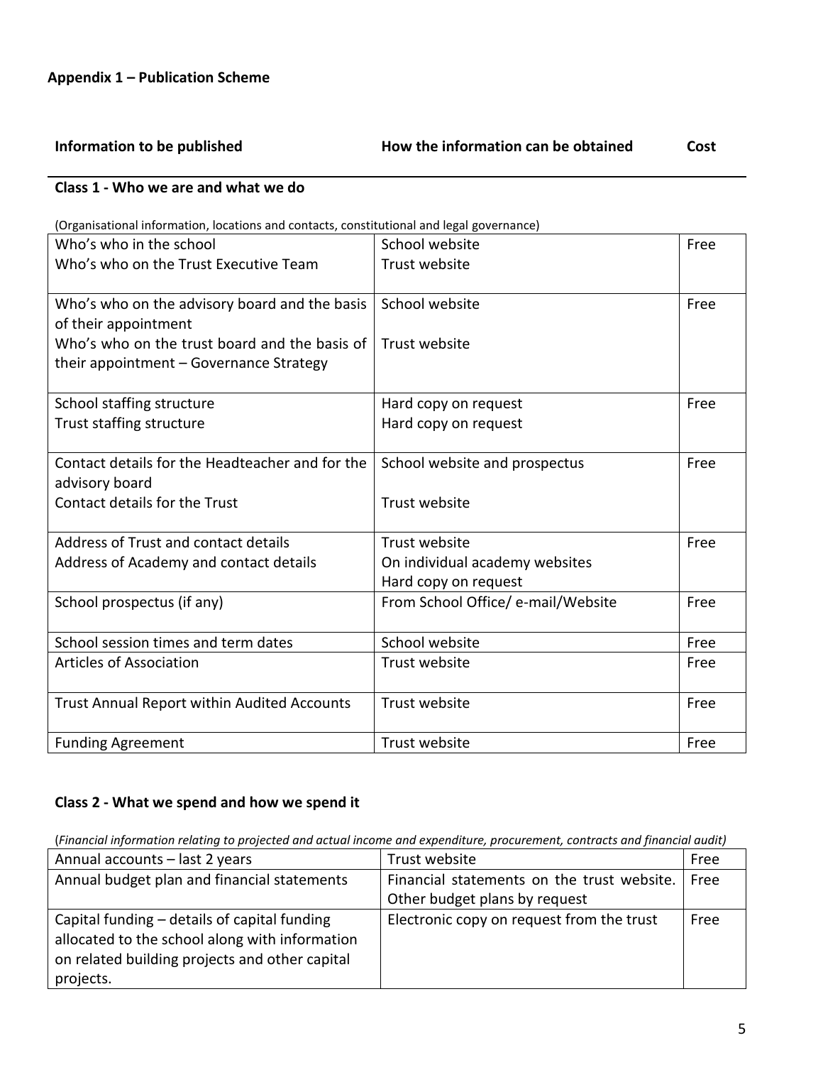## Appendix 1 – Publication Scheme

| Information to be published | How the information can be obtained | Cost |
|---|---|---|

### Class 1 - Who we are and what we do

(Organisational information, locations and contacts, constitutional and legal governance)

| Information to be published | How the information can be obtained | Cost |
|---|---|---|
| Who's who in the school<br>Who's who on the Trust Executive Team | School website<br>Trust website | Free |
| Who's who on the advisory board and the basis of their appointment<br>Who's who on the trust board and the basis of their appointment – Governance Strategy | School website<br><br>Trust website | Free |
| School staffing structure<br>Trust staffing structure | Hard copy on request<br>Hard copy on request | Free |
| Contact details for the Headteacher and for the advisory board<br>Contact details for the Trust | School website and prospectus<br><br>Trust website | Free |
| Address of Trust and contact details<br>Address of Academy and contact details | Trust website<br>On individual academy websites<br>Hard copy on request | Free |
| School prospectus (if any) | From School Office/ e-mail/Website | Free |
| School session times and term dates | School website | Free |
| Articles of Association | Trust website | Free |
| Trust Annual Report within Audited Accounts | Trust website | Free |
| Funding Agreement | Trust website | Free |

### Class 2 - What we spend and how we spend it

(*Financial information relating to projected and actual income and expenditure, procurement, contracts and financial audit)*

| Information to be published | How the information can be obtained | Cost |
|---|---|---|
| Annual accounts – last 2 years | Trust website | Free |
| Annual budget plan and financial statements | Financial statements on the trust website. Other budget plans by request | Free |
| Capital funding – details of capital funding allocated to the school along with information on related building projects and other capital projects. | Electronic copy on request from the trust | Free |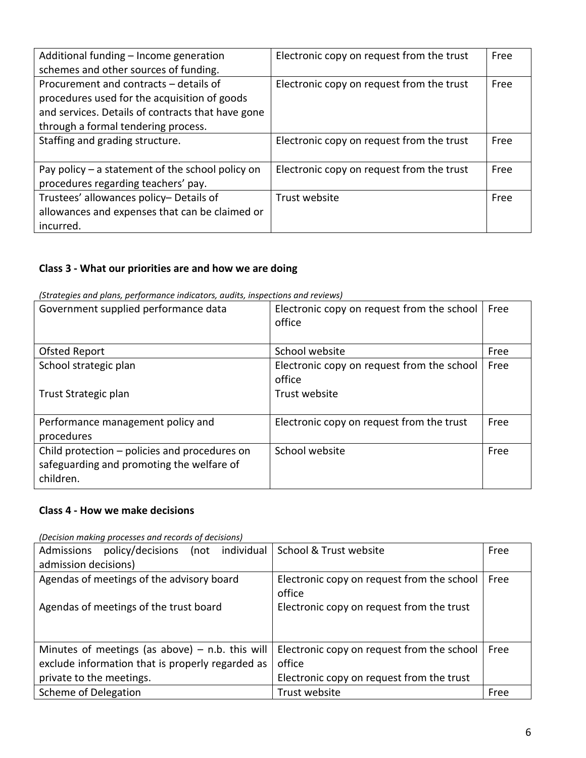| | | |
|---|---|---|
| Additional funding – Income generation schemes and other sources of funding. | Electronic copy on request from the trust | Free |
| Procurement and contracts – details of procedures used for the acquisition of goods and services. Details of contracts that have gone through a formal tendering process. | Electronic copy on request from the trust | Free |
| Staffing and grading structure. | Electronic copy on request from the trust | Free |
| Pay policy – a statement of the school policy on procedures regarding teachers' pay. | Electronic copy on request from the trust | Free |
| Trustees' allowances policy– Details of allowances and expenses that can be claimed or incurred. | Trust website | Free |

**Class 3 - What our priorities are and how we are doing**

*(Strategies and plans, performance indicators, audits, inspections and reviews)*

| | | |
|---|---|---|
| Government supplied performance data | Electronic copy on request from the school office | Free |
| Ofsted Report | School website | Free |
| School strategic plan<br><br>Trust Strategic plan | Electronic copy on request from the school office<br>Trust website | Free |
| Performance management policy and procedures | Electronic copy on request from the trust | Free |
| Child protection – policies and procedures on safeguarding and promoting the welfare of children. | School website | Free |

**Class 4 - How we make decisions**

*(Decision making processes and records of decisions)*

| | | |
|---|---|---|
| Admissions policy/decisions (not individual admission decisions) | School & Trust website | Free |
| Agendas of meetings of the advisory board<br><br>Agendas of meetings of the trust board | Electronic copy on request from the school office<br>Electronic copy on request from the trust | Free |
| Minutes of meetings (as above) – n.b. this will exclude information that is properly regarded as private to the meetings. | Electronic copy on request from the school office<br>Electronic copy on request from the trust | Free |
| Scheme of Delegation | Trust website | Free |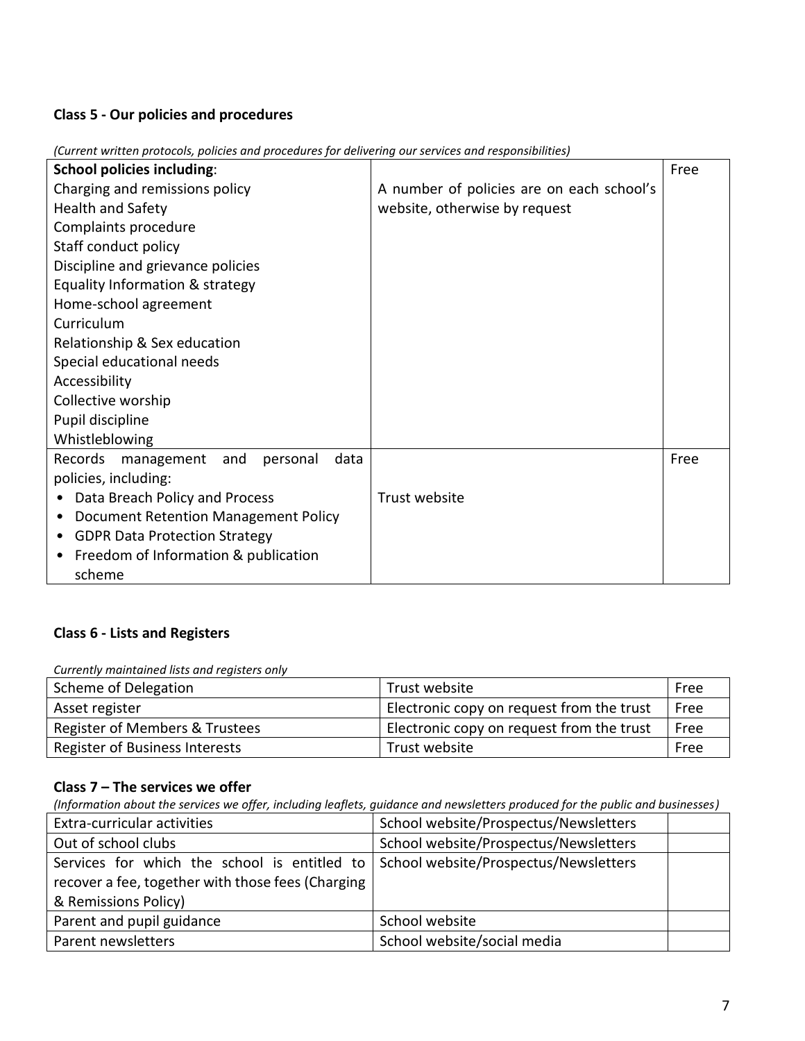**Class 5 - Our policies and procedures**

*(Current written protocols, policies and procedures for delivering our services and responsibilities)*

| **School policies including**:<br>Charging and remissions policy<br>Health and Safety<br>Complaints procedure<br>Staff conduct policy<br>Discipline and grievance policies<br>Equality Information & strategy<br>Home-school agreement<br>Curriculum<br>Relationship & Sex education<br>Special educational needs<br>Accessibility<br>Collective worship<br>Pupil discipline<br>Whistleblowing | A number of policies are on each school's website, otherwise by request | Free |
|---|---|---|
| Records management and personal data policies, including:<br>• Data Breach Policy and Process<br>• Document Retention Management Policy<br>• GDPR Data Protection Strategy<br>• Freedom of Information & publication scheme | Trust website | Free |

**Class 6 - Lists and Registers**

*Currently maintained lists and registers only*

| Scheme of Delegation | Trust website | Free |
|---|---|---|
| Asset register | Electronic copy on request from the trust | Free |
| Register of Members & Trustees | Electronic copy on request from the trust | Free |
| Register of Business Interests | Trust website | Free |

**Class 7 – The services we offer**

*(Information about the services we offer, including leaflets, guidance and newsletters produced for the public and businesses)*

| Extra-curricular activities | School website/Prospectus/Newsletters | |
|---|---|---|
| Out of school clubs | School website/Prospectus/Newsletters | |
| Services for which the school is entitled to recover a fee, together with those fees (Charging & Remissions Policy) | School website/Prospectus/Newsletters | |
| Parent and pupil guidance | School website | |
| Parent newsletters | School website/social media | |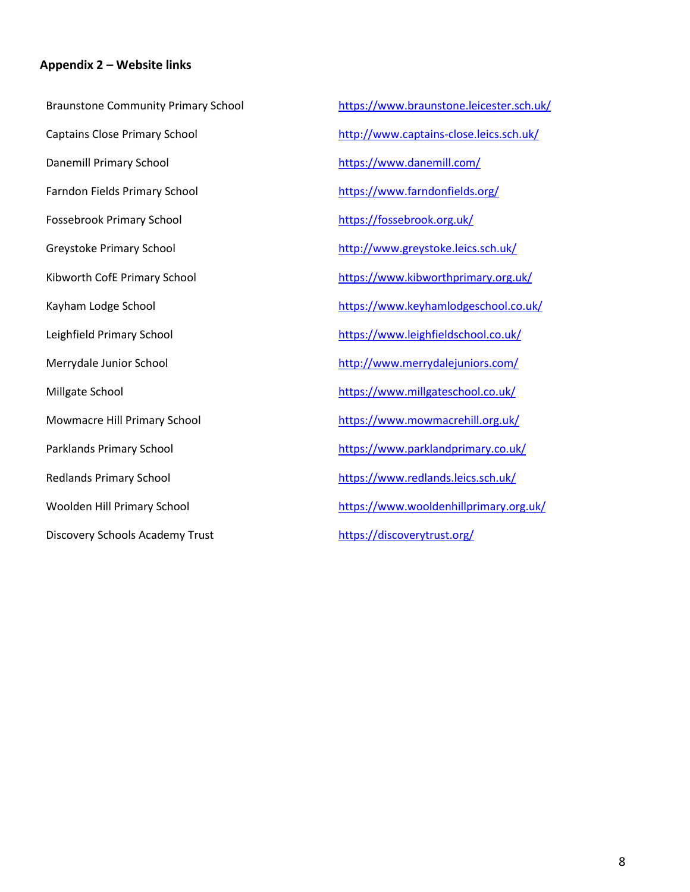## Appendix 2 – Website links

| | |
|---|---|
| Braunstone Community Primary School | https://www.braunstone.leicester.sch.uk/ |
| Captains Close Primary School | http://www.captains-close.leics.sch.uk/ |
| Danemill Primary School | https://www.danemill.com/ |
| Farndon Fields Primary School | https://www.farndonfields.org/ |
| Fossebrook Primary School | https://fossebrook.org.uk/ |
| Greystoke Primary School | http://www.greystoke.leics.sch.uk/ |
| Kibworth CofE Primary School | https://www.kibworthprimary.org.uk/ |
| Kayham Lodge School | https://www.keyhamlodgeschool.co.uk/ |
| Leighfield Primary School | https://www.leighfieldschool.co.uk/ |
| Merrydale Junior School | http://www.merrydalejuniors.com/ |
| Millgate School | https://www.millgateschool.co.uk/ |
| Mowmacre Hill Primary School | https://www.mowmacrehill.org.uk/ |
| Parklands Primary School | https://www.parklandprimary.co.uk/ |
| Redlands Primary School | https://www.redlands.leics.sch.uk/ |
| Woolden Hill Primary School | https://www.wooldenhillprimary.org.uk/ |
| Discovery Schools Academy Trust | https://discoverytrust.org/ |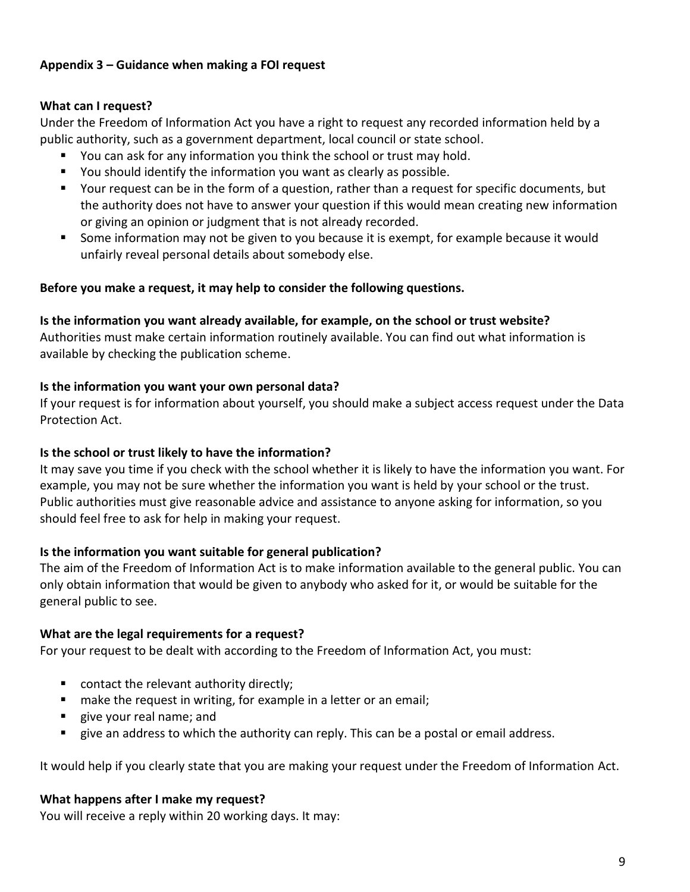**Appendix 3 – Guidance when making a FOI request**

**What can I request?**

Under the Freedom of Information Act you have a right to request any recorded information held by a public authority, such as a government department, local council or state school.

- You can ask for any information you think the school or trust may hold.
- You should identify the information you want as clearly as possible.
- Your request can be in the form of a question, rather than a request for specific documents, but the authority does not have to answer your question if this would mean creating new information or giving an opinion or judgment that is not already recorded.
- Some information may not be given to you because it is exempt, for example because it would unfairly reveal personal details about somebody else.

**Before you make a request, it may help to consider the following questions.**

**Is the information you want already available, for example, on the school or trust website?**

Authorities must make certain information routinely available. You can find out what information is available by checking the publication scheme.

**Is the information you want your own personal data?**

If your request is for information about yourself, you should make a subject access request under the Data Protection Act.

**Is the school or trust likely to have the information?**

It may save you time if you check with the school whether it is likely to have the information you want. For example, you may not be sure whether the information you want is held by your school or the trust. Public authorities must give reasonable advice and assistance to anyone asking for information, so you should feel free to ask for help in making your request.

**Is the information you want suitable for general publication?**

The aim of the Freedom of Information Act is to make information available to the general public. You can only obtain information that would be given to anybody who asked for it, or would be suitable for the general public to see.

**What are the legal requirements for a request?**

For your request to be dealt with according to the Freedom of Information Act, you must:

- contact the relevant authority directly;
- make the request in writing, for example in a letter or an email;
- give your real name; and
- give an address to which the authority can reply. This can be a postal or email address.

It would help if you clearly state that you are making your request under the Freedom of Information Act.

**What happens after I make my request?**

You will receive a reply within 20 working days. It may: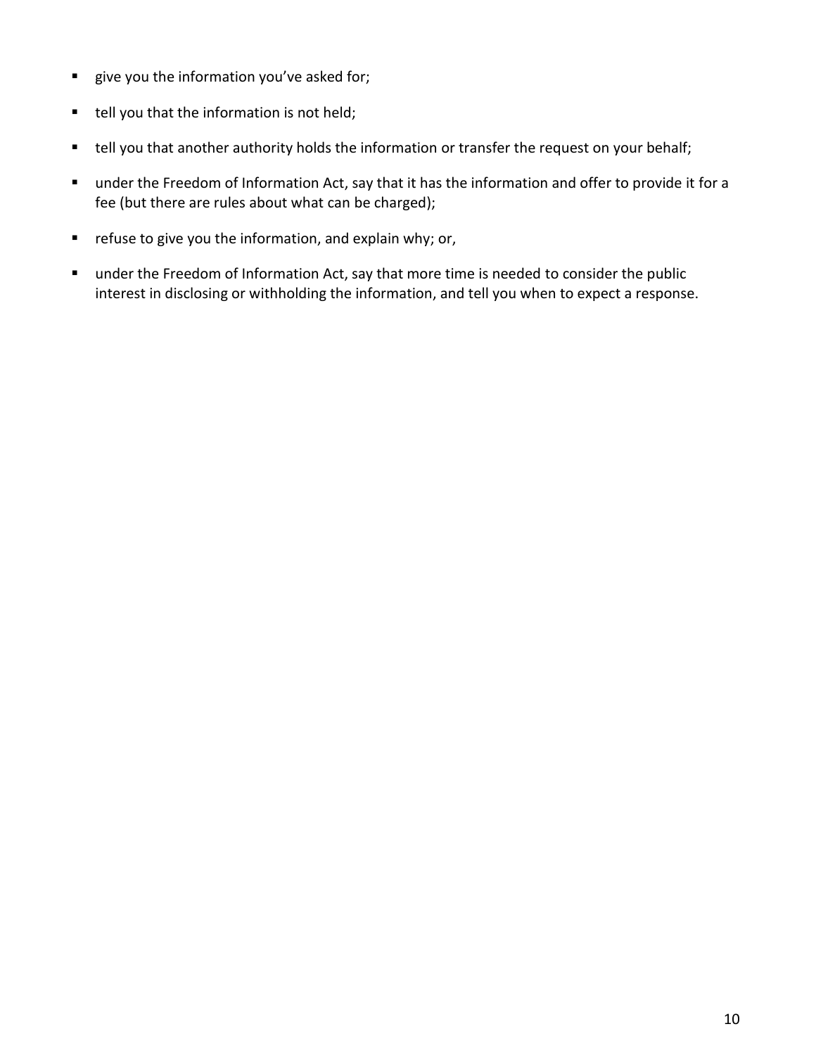- give you the information you've asked for;
- tell you that the information is not held;
- tell you that another authority holds the information or transfer the request on your behalf;
- under the Freedom of Information Act, say that it has the information and offer to provide it for a fee (but there are rules about what can be charged);
- refuse to give you the information, and explain why; or,
- under the Freedom of Information Act, say that more time is needed to consider the public interest in disclosing or withholding the information, and tell you when to expect a response.